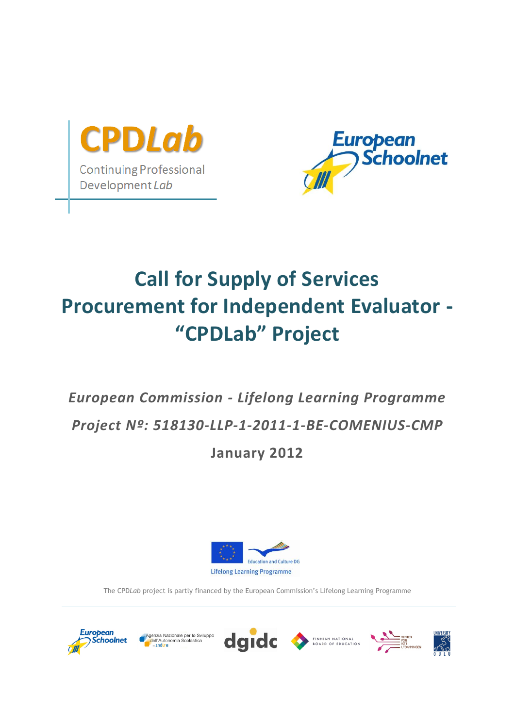CPD*Lab*

Continuing Professional Development *Lab*

European Schoolnet

# Call for Supply of Services Procurement for Independent Evaluator - "CPDLab" Project

***European Commission - Lifelong Learning Programme***

***Project Nº: 518130-LLP-1-2011-1-BE-COMENIUS-CMP***

**January 2012**

Education and Culture DG

Lifelong Learning Programme

The CPD*Lab* project is partly financed by the European Commission's Lifelong Learning Programme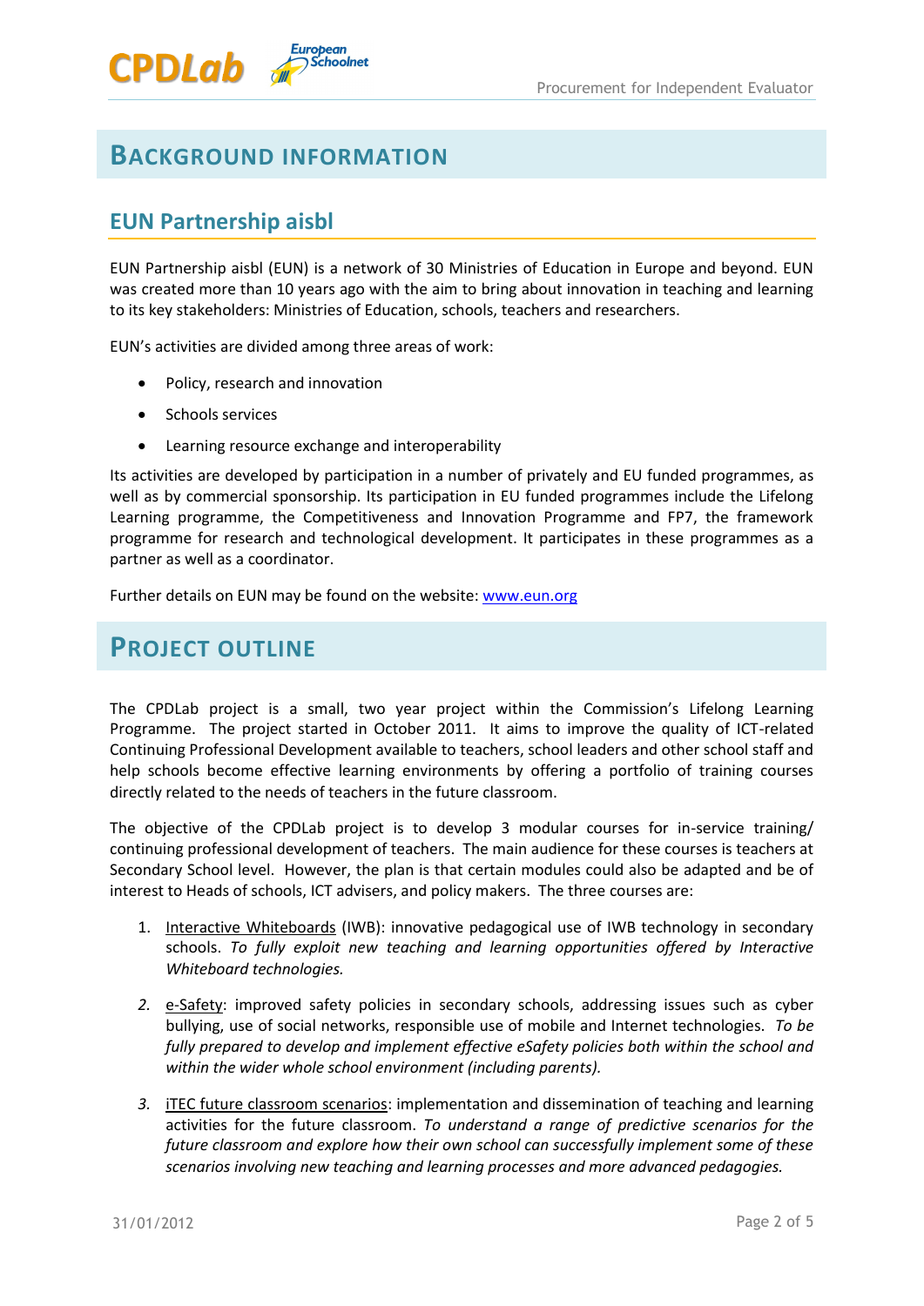# Background Information

## EUN Partnership aisbl

EUN Partnership aisbl (EUN) is a network of 30 Ministries of Education in Europe and beyond. EUN was created more than 10 years ago with the aim to bring about innovation in teaching and learning to its key stakeholders: Ministries of Education, schools, teachers and researchers.

EUN's activities are divided among three areas of work:

- Policy, research and innovation
- Schools services
- Learning resource exchange and interoperability

Its activities are developed by participation in a number of privately and EU funded programmes, as well as by commercial sponsorship. Its participation in EU funded programmes include the Lifelong Learning programme, the Competitiveness and Innovation Programme and FP7, the framework programme for research and technological development. It participates in these programmes as a partner as well as a coordinator.

Further details on EUN may be found on the website: [www.eun.org](http://www.eun.org)

# Project Outline

The CPDLab project is a small, two year project within the Commission's Lifelong Learning Programme. The project started in October 2011. It aims to improve the quality of ICT-related Continuing Professional Development available to teachers, school leaders and other school staff and help schools become effective learning environments by offering a portfolio of training courses directly related to the needs of teachers in the future classroom.

The objective of the CPDLab project is to develop 3 modular courses for in-service training/ continuing professional development of teachers. The main audience for these courses is teachers at Secondary School level. However, the plan is that certain modules could also be adapted and be of interest to Heads of schools, ICT advisers, and policy makers. The three courses are:

1. Interactive Whiteboards (IWB): innovative pedagogical use of IWB technology in secondary schools. *To fully exploit new teaching and learning opportunities offered by Interactive Whiteboard technologies.*
2. e-Safety: improved safety policies in secondary schools, addressing issues such as cyber bullying, use of social networks, responsible use of mobile and Internet technologies. *To be fully prepared to develop and implement effective eSafety policies both within the school and within the wider whole school environment (including parents).*
3. iTEC future classroom scenarios: implementation and dissemination of teaching and learning activities for the future classroom. *To understand a range of predictive scenarios for the future classroom and explore how their own school can successfully implement some of these scenarios involving new teaching and learning processes and more advanced pedagogies.*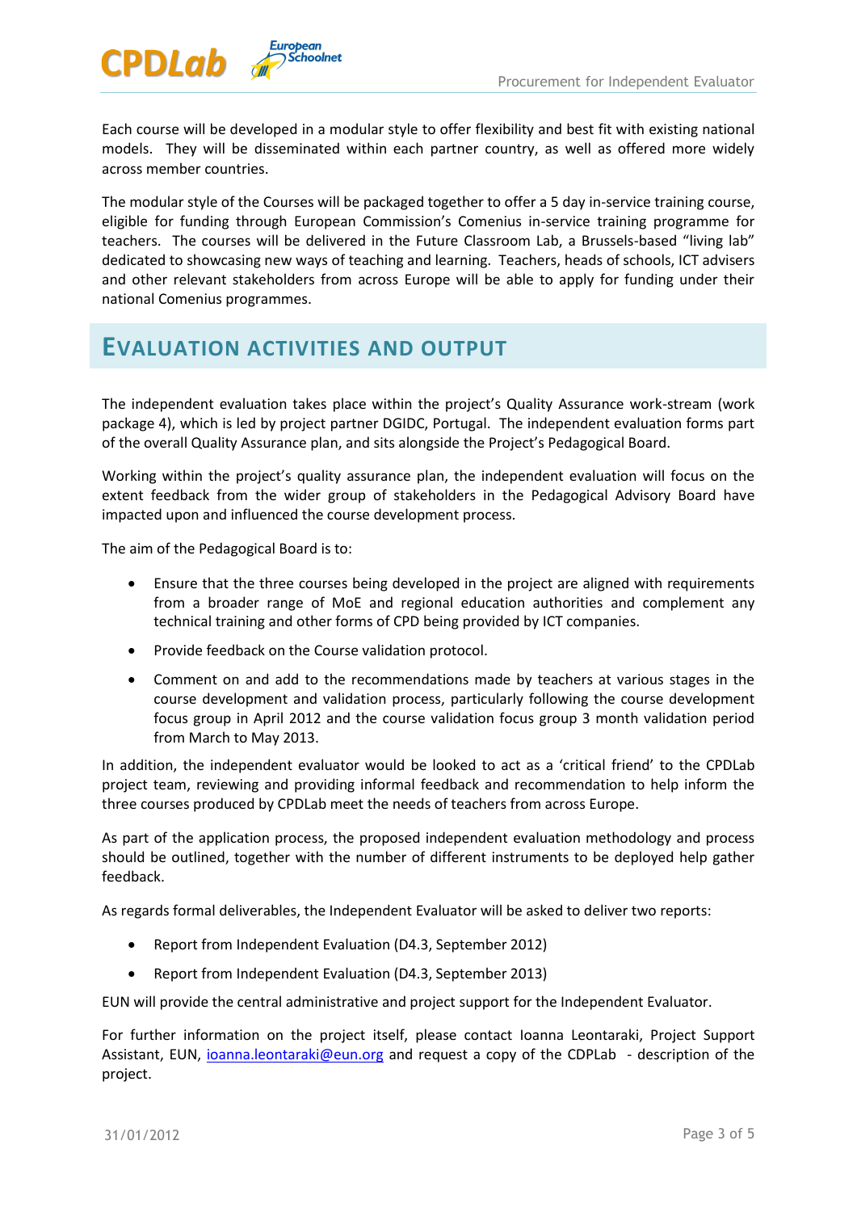Each course will be developed in a modular style to offer flexibility and best fit with existing national models. They will be disseminated within each partner country, as well as offered more widely across member countries.

The modular style of the Courses will be packaged together to offer a 5 day in-service training course, eligible for funding through European Commission's Comenius in-service training programme for teachers. The courses will be delivered in the Future Classroom Lab, a Brussels-based "living lab" dedicated to showcasing new ways of teaching and learning. Teachers, heads of schools, ICT advisers and other relevant stakeholders from across Europe will be able to apply for funding under their national Comenius programmes.

## EVALUATION ACTIVITIES AND OUTPUT

The independent evaluation takes place within the project's Quality Assurance work-stream (work package 4), which is led by project partner DGIDC, Portugal. The independent evaluation forms part of the overall Quality Assurance plan, and sits alongside the Project's Pedagogical Board.

Working within the project's quality assurance plan, the independent evaluation will focus on the extent feedback from the wider group of stakeholders in the Pedagogical Advisory Board have impacted upon and influenced the course development process.

The aim of the Pedagogical Board is to:

- Ensure that the three courses being developed in the project are aligned with requirements from a broader range of MoE and regional education authorities and complement any technical training and other forms of CPD being provided by ICT companies.
- Provide feedback on the Course validation protocol.
- Comment on and add to the recommendations made by teachers at various stages in the course development and validation process, particularly following the course development focus group in April 2012 and the course validation focus group 3 month validation period from March to May 2013.

In addition, the independent evaluator would be looked to act as a 'critical friend' to the CPDLab project team, reviewing and providing informal feedback and recommendation to help inform the three courses produced by CPDLab meet the needs of teachers from across Europe.

As part of the application process, the proposed independent evaluation methodology and process should be outlined, together with the number of different instruments to be deployed help gather feedback.

As regards formal deliverables, the Independent Evaluator will be asked to deliver two reports:

- Report from Independent Evaluation (D4.3, September 2012)
- Report from Independent Evaluation (D4.3, September 2013)

EUN will provide the central administrative and project support for the Independent Evaluator.

For further information on the project itself, please contact Ioanna Leontaraki, Project Support Assistant, EUN, ioanna.leontaraki@eun.org and request a copy of the CDPLab - description of the project.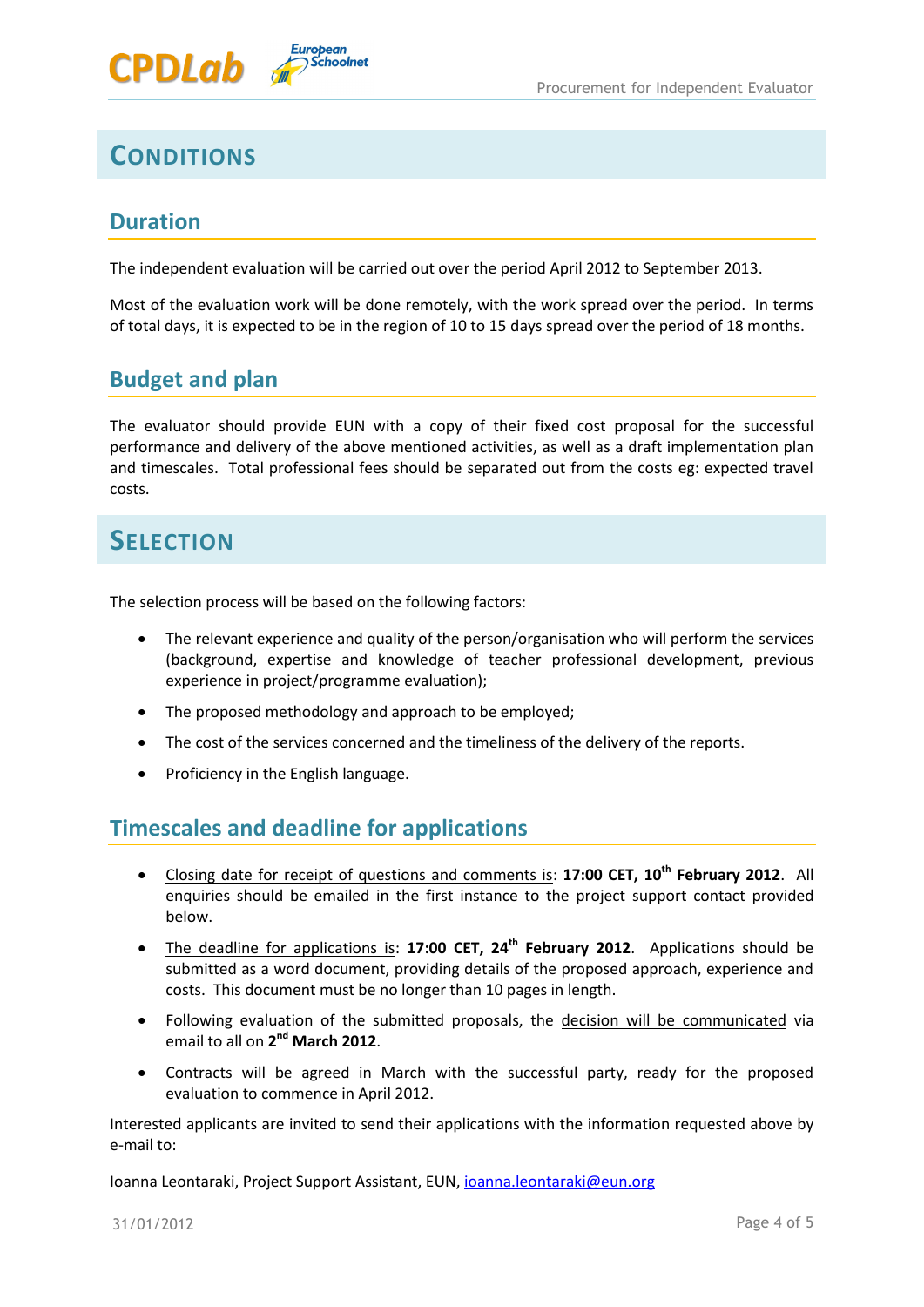# CONDITIONS

## Duration

The independent evaluation will be carried out over the period April 2012 to September 2013.

Most of the evaluation work will be done remotely, with the work spread over the period. In terms of total days, it is expected to be in the region of 10 to 15 days spread over the period of 18 months.

## Budget and plan

The evaluator should provide EUN with a copy of their fixed cost proposal for the successful performance and delivery of the above mentioned activities, as well as a draft implementation plan and timescales. Total professional fees should be separated out from the costs eg: expected travel costs.

# SELECTION

The selection process will be based on the following factors:

- The relevant experience and quality of the person/organisation who will perform the services (background, expertise and knowledge of teacher professional development, previous experience in project/programme evaluation);
- The proposed methodology and approach to be employed;
- The cost of the services concerned and the timeliness of the delivery of the reports.
- Proficiency in the English language.

## Timescales and deadline for applications

- Closing date for receipt of questions and comments is: **17:00 CET, 10th February 2012**. All enquiries should be emailed in the first instance to the project support contact provided below.
- The deadline for applications is: **17:00 CET, 24th February 2012**. Applications should be submitted as a word document, providing details of the proposed approach, experience and costs. This document must be no longer than 10 pages in length.
- Following evaluation of the submitted proposals, the decision will be communicated via email to all on **2nd March 2012**.
- Contracts will be agreed in March with the successful party, ready for the proposed evaluation to commence in April 2012.

Interested applicants are invited to send their applications with the information requested above by e-mail to:

Ioanna Leontaraki, Project Support Assistant, EUN, ioanna.leontaraki@eun.org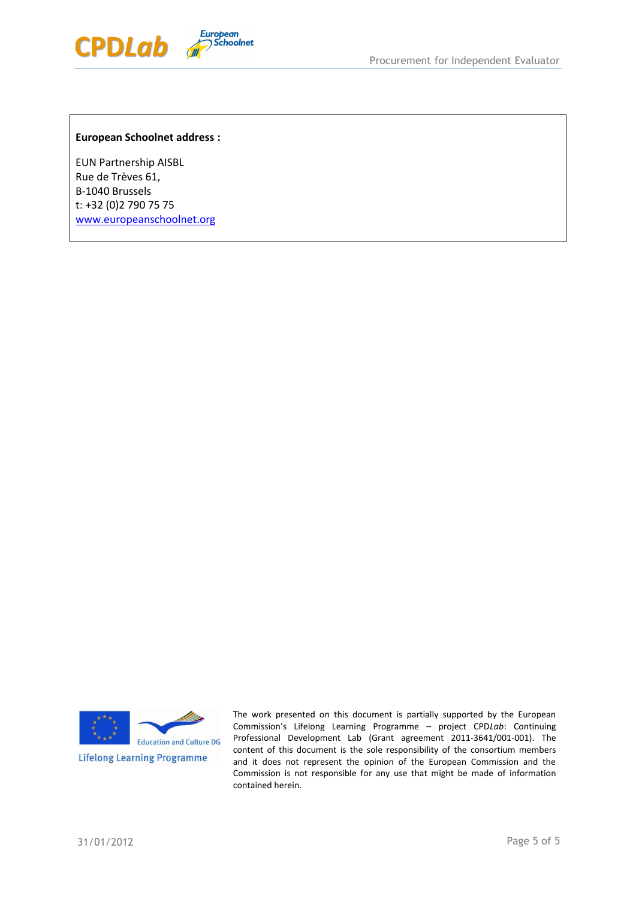**European Schoolnet address :**

EUN Partnership AISBL
Rue de Trèves 61,
B-1040 Brussels
t: +32 (0)2 790 75 75
www.europeanschoolnet.org

The work presented on this document is partially supported by the European Commission's Lifelong Learning Programme – project CPD*Lab*: Continuing Professional Development Lab (Grant agreement 2011-3641/001-001). The content of this document is the sole responsibility of the consortium members and it does not represent the opinion of the European Commission and the Commission is not responsible for any use that might be made of information contained herein.